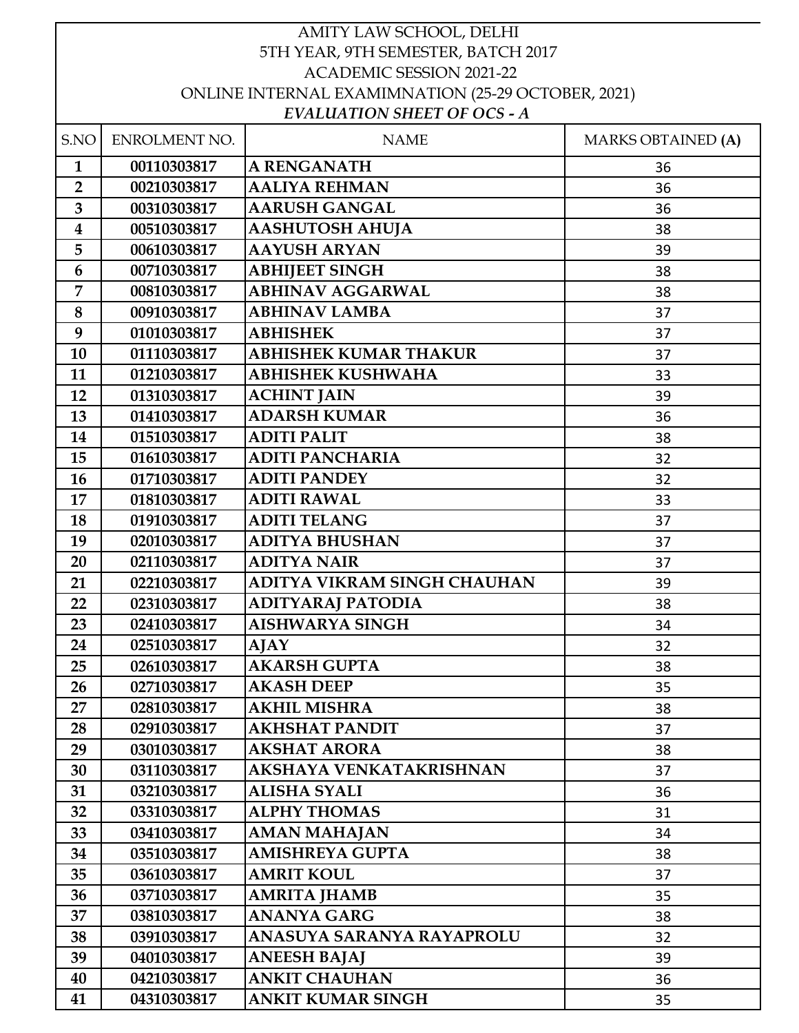AMITY LAW SCHOOL, DELHI

5TH YEAR, 9TH SEMESTER, BATCH 2017

ACADEMIC SESSION 2021-22

ONLINE INTERNAL EXAMIMNATION (25-29 OCTOBER, 2021)

***EVALUATION SHEET OF OCS - A***

| S.NO | ENROLMENT NO. | NAME | MARKS OBTAINED **(A)** |
|---|---|---|---|
| **1** | 00110303817 | **A RENGANATH** | 36 |
| **2** | 00210303817 | **AALIYA REHMAN** | 36 |
| **3** | 00310303817 | **AARUSH GANGAL** | 36 |
| **4** | 00510303817 | **AASHUTOSH AHUJA** | 38 |
| **5** | 00610303817 | **AAYUSH ARYAN** | 39 |
| **6** | 00710303817 | **ABHIJEET SINGH** | 38 |
| **7** | 00810303817 | **ABHINAV AGGARWAL** | 38 |
| **8** | 00910303817 | **ABHINAV LAMBA** | 37 |
| **9** | 01010303817 | **ABHISHEK** | 37 |
| **10** | 01110303817 | **ABHISHEK KUMAR THAKUR** | 37 |
| **11** | 01210303817 | **ABHISHEK KUSHWAHA** | 33 |
| **12** | 01310303817 | **ACHINT JAIN** | 39 |
| **13** | 01410303817 | **ADARSH KUMAR** | 36 |
| **14** | 01510303817 | **ADITI PALIT** | 38 |
| **15** | 01610303817 | **ADITI PANCHARIA** | 32 |
| **16** | 01710303817 | **ADITI PANDEY** | 32 |
| **17** | 01810303817 | **ADITI RAWAL** | 33 |
| **18** | 01910303817 | **ADITI TELANG** | 37 |
| **19** | 02010303817 | **ADITYA BHUSHAN** | 37 |
| **20** | 02110303817 | **ADITYA NAIR** | 37 |
| **21** | 02210303817 | **ADITYA VIKRAM SINGH CHAUHAN** | 39 |
| **22** | 02310303817 | **ADITYARAJ PATODIA** | 38 |
| **23** | 02410303817 | **AISHWARYA SINGH** | 34 |
| **24** | 02510303817 | **AJAY** | 32 |
| **25** | 02610303817 | **AKARSH GUPTA** | 38 |
| **26** | 02710303817 | **AKASH DEEP** | 35 |
| **27** | 02810303817 | **AKHIL MISHRA** | 38 |
| **28** | 02910303817 | **AKHSHAT PANDIT** | 37 |
| **29** | 03010303817 | **AKSHAT ARORA** | 38 |
| **30** | 03110303817 | **AKSHAYA VENKATAKRISHNAN** | 37 |
| **31** | 03210303817 | **ALISHA SYALI** | 36 |
| **32** | 03310303817 | **ALPHY THOMAS** | 31 |
| **33** | 03410303817 | **AMAN MAHAJAN** | 34 |
| **34** | 03510303817 | **AMISHREYA GUPTA** | 38 |
| **35** | 03610303817 | **AMRIT KOUL** | 37 |
| **36** | 03710303817 | **AMRITA JHAMB** | 35 |
| **37** | 03810303817 | **ANANYA GARG** | 38 |
| **38** | 03910303817 | **ANASUYA SARANYA RAYAPROLU** | 32 |
| **39** | 04010303817 | **ANEESH BAJAJ** | 39 |
| **40** | 04210303817 | **ANKIT CHAUHAN** | 36 |
| **41** | 04310303817 | **ANKIT KUMAR SINGH** | 35 |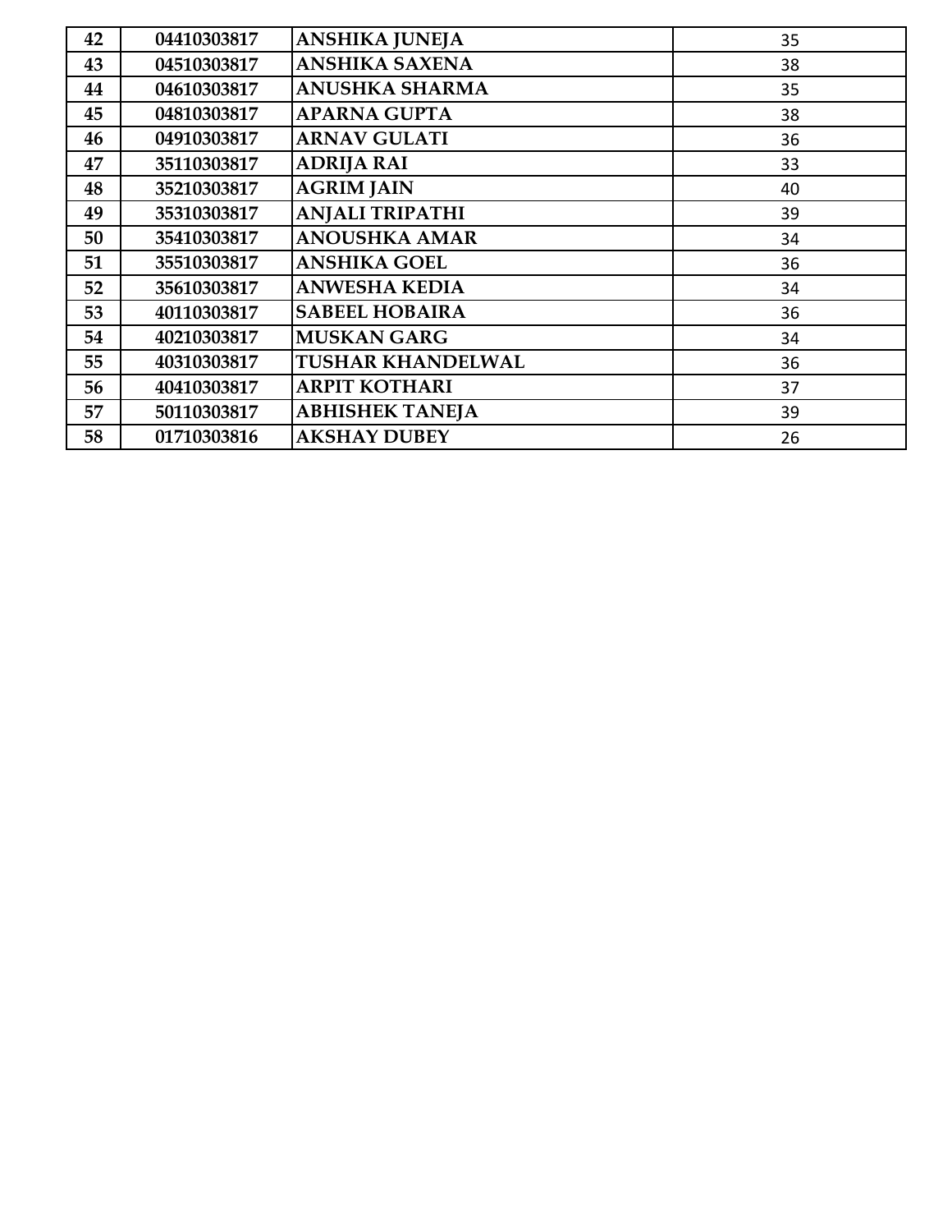| | | | |
|---|---|---|---|
| 42 | 04410303817 | ANSHIKA JUNEJA | 35 |
| 43 | 04510303817 | ANSHIKA SAXENA | 38 |
| 44 | 04610303817 | ANUSHKA SHARMA | 35 |
| 45 | 04810303817 | APARNA GUPTA | 38 |
| 46 | 04910303817 | ARNAV GULATI | 36 |
| 47 | 35110303817 | ADRIJA RAI | 33 |
| 48 | 35210303817 | AGRIM JAIN | 40 |
| 49 | 35310303817 | ANJALI TRIPATHI | 39 |
| 50 | 35410303817 | ANOUSHKA AMAR | 34 |
| 51 | 35510303817 | ANSHIKA GOEL | 36 |
| 52 | 35610303817 | ANWESHA KEDIA | 34 |
| 53 | 40110303817 | SABEEL HOBAIRA | 36 |
| 54 | 40210303817 | MUSKAN GARG | 34 |
| 55 | 40310303817 | TUSHAR KHANDELWAL | 36 |
| 56 | 40410303817 | ARPIT KOTHARI | 37 |
| 57 | 50110303817 | ABHISHEK TANEJA | 39 |
| 58 | 01710303816 | AKSHAY DUBEY | 26 |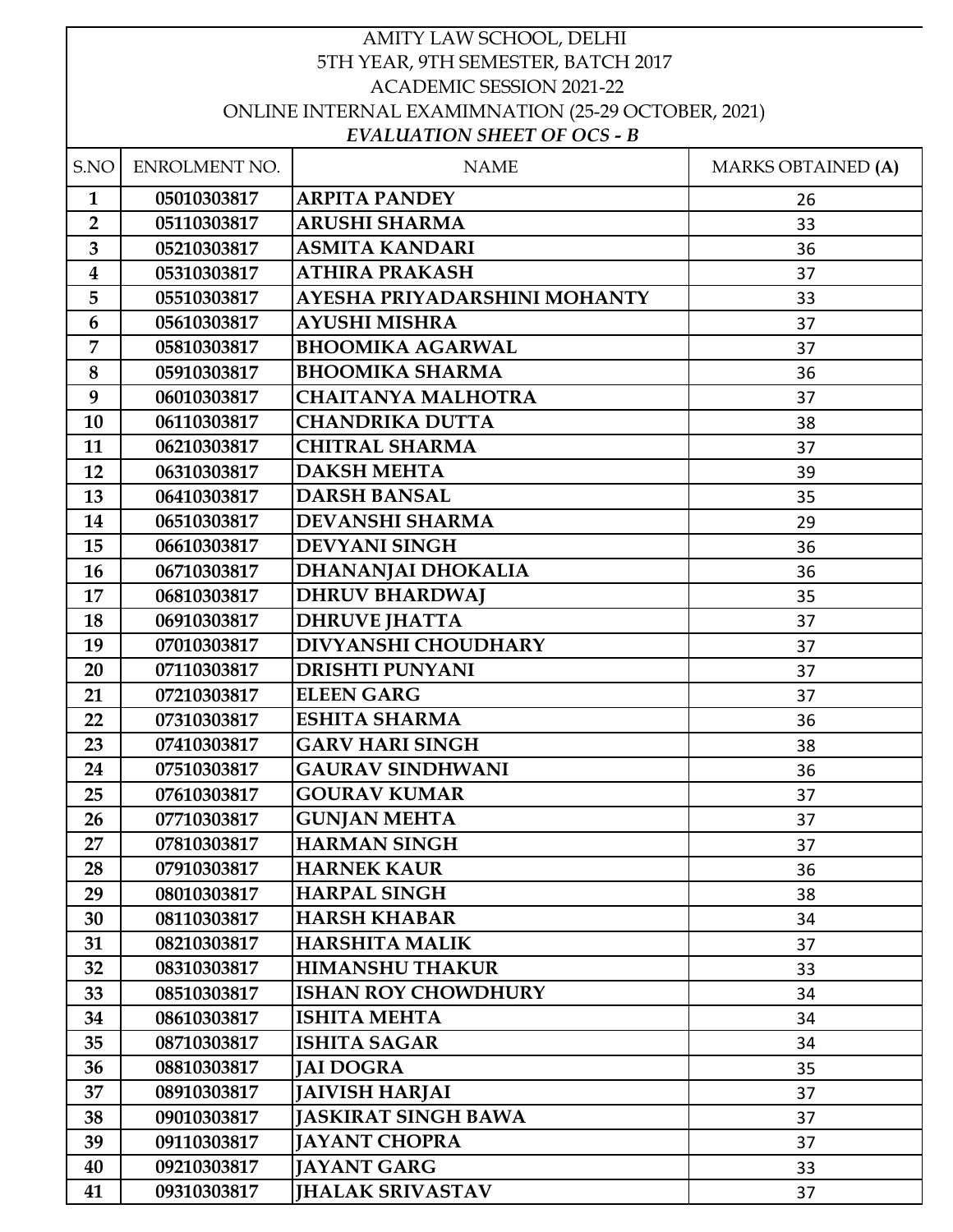AMITY LAW SCHOOL, DELHI

5TH YEAR, 9TH SEMESTER, BATCH 2017

ACADEMIC SESSION 2021-22

ONLINE INTERNAL EXAMIMNATION (25-29 OCTOBER, 2021)

***EVALUATION SHEET OF OCS - B***

| S.NO | ENROLMENT NO. | NAME | MARKS OBTAINED **(A)** |
|---|---|---|---|
| **1** | **05010303817** | **ARPITA PANDEY** | 26 |
| **2** | **05110303817** | **ARUSHI SHARMA** | 33 |
| **3** | **05210303817** | **ASMITA KANDARI** | 36 |
| **4** | **05310303817** | **ATHIRA PRAKASH** | 37 |
| **5** | **05510303817** | **AYESHA PRIYADARSHINI MOHANTY** | 33 |
| **6** | **05610303817** | **AYUSHI MISHRA** | 37 |
| **7** | **05810303817** | **BHOOMIKA AGARWAL** | 37 |
| **8** | **05910303817** | **BHOOMIKA SHARMA** | 36 |
| **9** | **06010303817** | **CHAITANYA MALHOTRA** | 37 |
| **10** | **06110303817** | **CHANDRIKA DUTTA** | 38 |
| **11** | **06210303817** | **CHITRAL SHARMA** | 37 |
| **12** | **06310303817** | **DAKSH MEHTA** | 39 |
| **13** | **06410303817** | **DARSH BANSAL** | 35 |
| **14** | **06510303817** | **DEVANSHI SHARMA** | 29 |
| **15** | **06610303817** | **DEVYANI SINGH** | 36 |
| **16** | **06710303817** | **DHANANJAI DHOKALIA** | 36 |
| **17** | **06810303817** | **DHRUV BHARDWAJ** | 35 |
| **18** | **06910303817** | **DHRUVE JHATTA** | 37 |
| **19** | **07010303817** | **DIVYANSHI CHOUDHARY** | 37 |
| **20** | **07110303817** | **DRISHTI PUNYANI** | 37 |
| **21** | **07210303817** | **ELEEN GARG** | 37 |
| **22** | **07310303817** | **ESHITA SHARMA** | 36 |
| **23** | **07410303817** | **GARV HARI SINGH** | 38 |
| **24** | **07510303817** | **GAURAV SINDHWANI** | 36 |
| **25** | **07610303817** | **GOURAV KUMAR** | 37 |
| **26** | **07710303817** | **GUNJAN MEHTA** | 37 |
| **27** | **07810303817** | **HARMAN SINGH** | 37 |
| **28** | **07910303817** | **HARNEK KAUR** | 36 |
| **29** | **08010303817** | **HARPAL SINGH** | 38 |
| **30** | **08110303817** | **HARSH KHABAR** | 34 |
| **31** | **08210303817** | **HARSHITA MALIK** | 37 |
| **32** | **08310303817** | **HIMANSHU THAKUR** | 33 |
| **33** | **08510303817** | **ISHAN ROY CHOWDHURY** | 34 |
| **34** | **08610303817** | **ISHITA MEHTA** | 34 |
| **35** | **08710303817** | **ISHITA SAGAR** | 34 |
| **36** | **08810303817** | **JAI DOGRA** | 35 |
| **37** | **08910303817** | **JAIVISH HARJAI** | 37 |
| **38** | **09010303817** | **JASKIRAT SINGH BAWA** | 37 |
| **39** | **09110303817** | **JAYANT CHOPRA** | 37 |
| **40** | **09210303817** | **JAYANT GARG** | 33 |
| **41** | **09310303817** | **JHALAK SRIVASTAV** | 37 |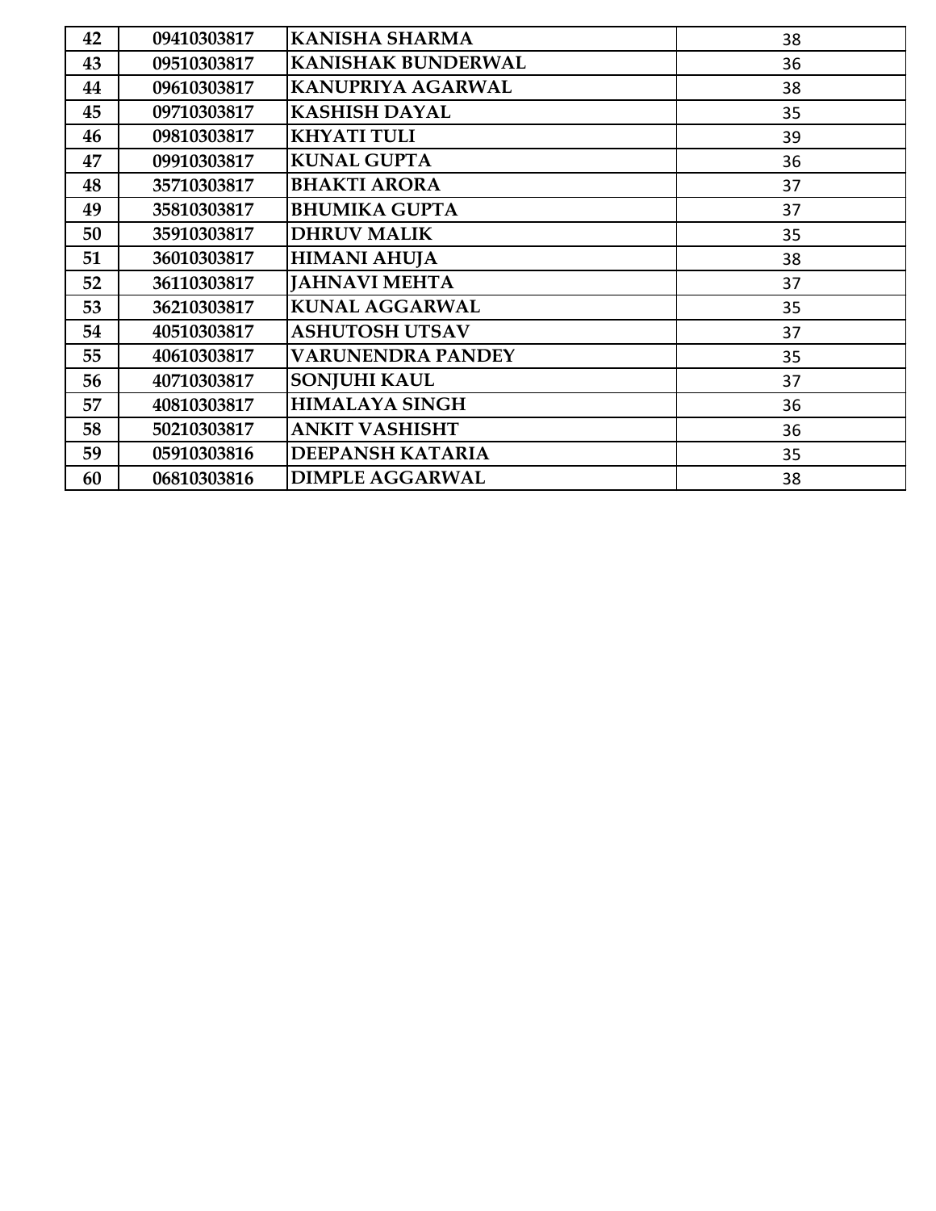| | | | |
|---|---|---|---|
| **42** | **09410303817** | **KANISHA SHARMA** | 38 |
| **43** | **09510303817** | **KANISHAK BUNDERWAL** | 36 |
| **44** | **09610303817** | **KANUPRIYA AGARWAL** | 38 |
| **45** | **09710303817** | **KASHISH DAYAL** | 35 |
| **46** | **09810303817** | **KHYATI TULI** | 39 |
| **47** | **09910303817** | **KUNAL GUPTA** | 36 |
| **48** | **35710303817** | **BHAKTI ARORA** | 37 |
| **49** | **35810303817** | **BHUMIKA GUPTA** | 37 |
| **50** | **35910303817** | **DHRUV MALIK** | 35 |
| **51** | **36010303817** | **HIMANI AHUJA** | 38 |
| **52** | **36110303817** | **JAHNAVI MEHTA** | 37 |
| **53** | **36210303817** | **KUNAL AGGARWAL** | 35 |
| **54** | **40510303817** | **ASHUTOSH UTSAV** | 37 |
| **55** | **40610303817** | **VARUNENDRA PANDEY** | 35 |
| **56** | **40710303817** | **SONJUHI KAUL** | 37 |
| **57** | **40810303817** | **HIMALAYA SINGH** | 36 |
| **58** | **50210303817** | **ANKIT VASHISHT** | 36 |
| **59** | **05910303816** | **DEEPANSH KATARIA** | 35 |
| **60** | **06810303816** | **DIMPLE AGGARWAL** | 38 |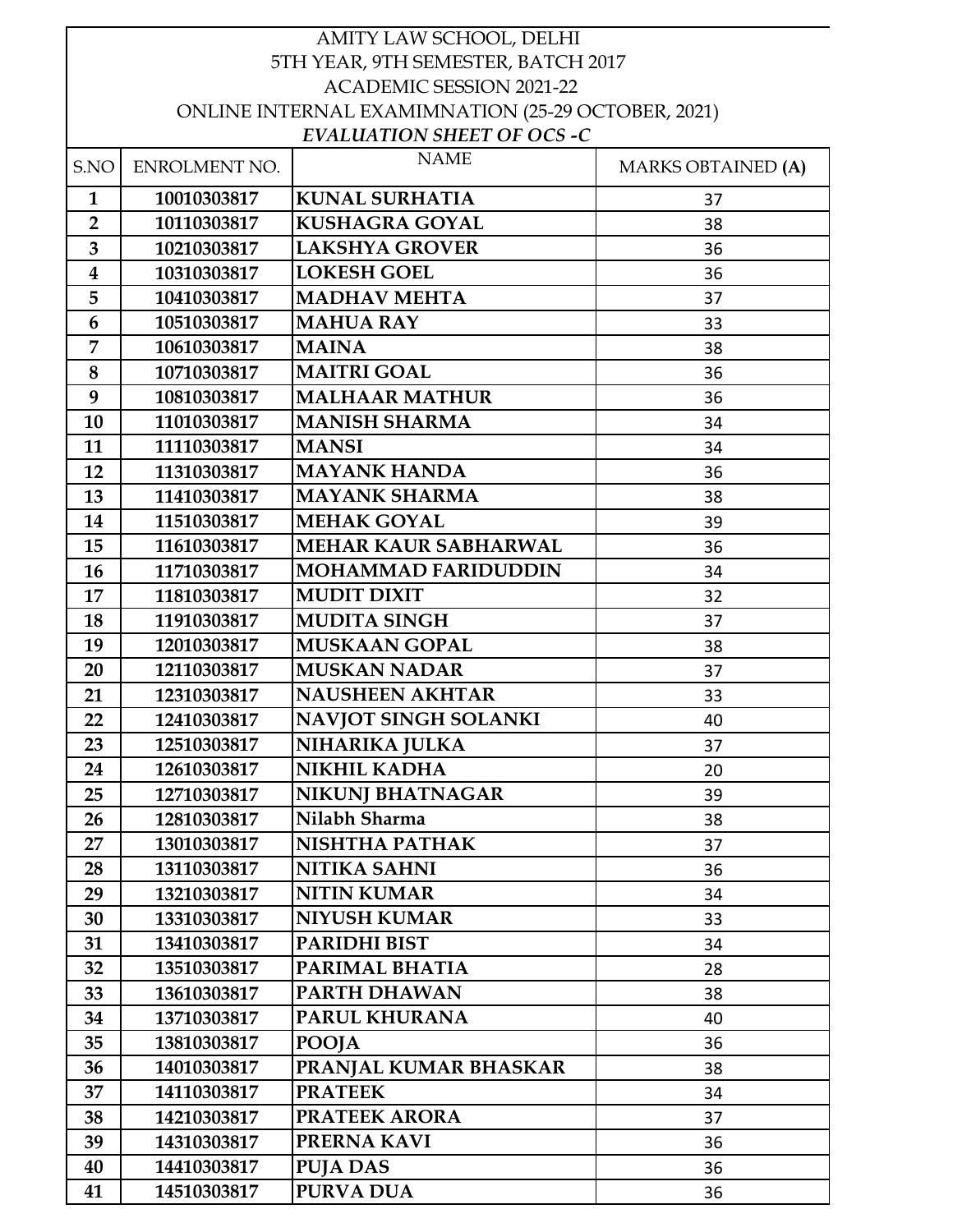AMITY LAW SCHOOL, DELHI

5TH YEAR, 9TH SEMESTER, BATCH 2017

ACADEMIC SESSION 2021-22

ONLINE INTERNAL EXAMIMNATION (25-29 OCTOBER, 2021)

***EVALUATION SHEET OF OCS -C***

| S.NO | ENROLMENT NO. | NAME | MARKS OBTAINED **(A)** |
|---|---|---|---|
| **1** | **10010303817** | **KUNAL SURHATIA** | 37 |
| **2** | **10110303817** | **KUSHAGRA GOYAL** | 38 |
| **3** | **10210303817** | **LAKSHYA GROVER** | 36 |
| **4** | **10310303817** | **LOKESH GOEL** | 36 |
| **5** | **10410303817** | **MADHAV MEHTA** | 37 |
| **6** | **10510303817** | **MAHUA RAY** | 33 |
| **7** | **10610303817** | **MAINA** | 38 |
| **8** | **10710303817** | **MAITRI GOAL** | 36 |
| **9** | **10810303817** | **MALHAAR MATHUR** | 36 |
| **10** | **11010303817** | **MANISH SHARMA** | 34 |
| **11** | **11110303817** | **MANSI** | 34 |
| **12** | **11310303817** | **MAYANK HANDA** | 36 |
| **13** | **11410303817** | **MAYANK SHARMA** | 38 |
| **14** | **11510303817** | **MEHAK GOYAL** | 39 |
| **15** | **11610303817** | **MEHAR KAUR SABHARWAL** | 36 |
| **16** | **11710303817** | **MOHAMMAD FARIDUDDIN** | 34 |
| **17** | **11810303817** | **MUDIT DIXIT** | 32 |
| **18** | **11910303817** | **MUDITA SINGH** | 37 |
| **19** | **12010303817** | **MUSKAAN GOPAL** | 38 |
| **20** | **12110303817** | **MUSKAN NADAR** | 37 |
| **21** | **12310303817** | **NAUSHEEN AKHTAR** | 33 |
| **22** | **12410303817** | **NAVJOT SINGH SOLANKI** | 40 |
| **23** | **12510303817** | **NIHARIKA JULKA** | 37 |
| **24** | **12610303817** | **NIKHIL KADHA** | 20 |
| **25** | **12710303817** | **NIKUNJ BHATNAGAR** | 39 |
| **26** | **12810303817** | **Nilabh Sharma** | 38 |
| **27** | **13010303817** | **NISHTHA PATHAK** | 37 |
| **28** | **13110303817** | **NITIKA SAHNI** | 36 |
| **29** | **13210303817** | **NITIN KUMAR** | 34 |
| **30** | **13310303817** | **NIYUSH KUMAR** | 33 |
| **31** | **13410303817** | **PARIDHI BIST** | 34 |
| **32** | **13510303817** | **PARIMAL BHATIA** | 28 |
| **33** | **13610303817** | **PARTH DHAWAN** | 38 |
| **34** | **13710303817** | **PARUL KHURANA** | 40 |
| **35** | **13810303817** | **POOJA** | 36 |
| **36** | **14010303817** | **PRANJAL KUMAR BHASKAR** | 38 |
| **37** | **14110303817** | **PRATEEK** | 34 |
| **38** | **14210303817** | **PRATEEK ARORA** | 37 |
| **39** | **14310303817** | **PRERNA KAVI** | 36 |
| **40** | **14410303817** | **PUJA DAS** | 36 |
| **41** | **14510303817** | **PURVA DUA** | 36 |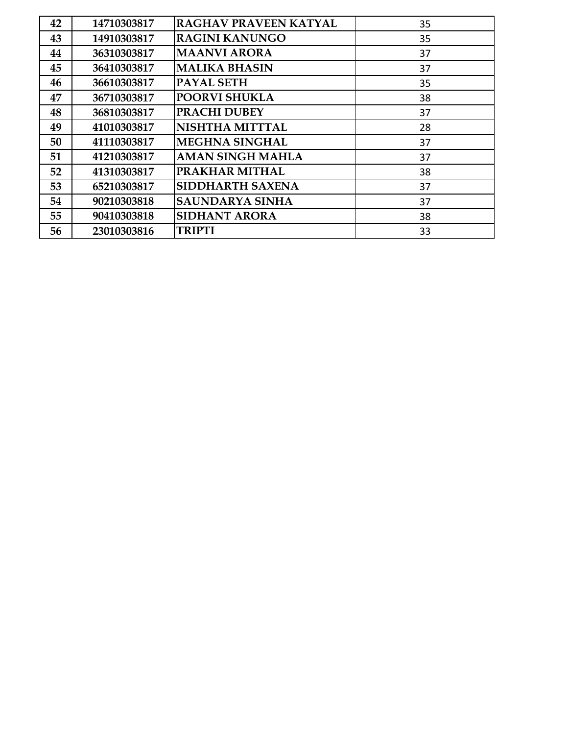| 42 | 14710303817 | RAGHAV PRAVEEN KATYAL | 35 |
|---|---|---|---|
| 43 | 14910303817 | RAGINI KANUNGO | 35 |
| 44 | 36310303817 | MAANVI ARORA | 37 |
| 45 | 36410303817 | MALIKA BHASIN | 37 |
| 46 | 36610303817 | PAYAL SETH | 35 |
| 47 | 36710303817 | POORVI SHUKLA | 38 |
| 48 | 36810303817 | PRACHI DUBEY | 37 |
| 49 | 41010303817 | NISHTHA MITTTAL | 28 |
| 50 | 41110303817 | MEGHNA SINGHAL | 37 |
| 51 | 41210303817 | AMAN SINGH MAHLA | 37 |
| 52 | 41310303817 | PRAKHAR MITHAL | 38 |
| 53 | 65210303817 | SIDDHARTH SAXENA | 37 |
| 54 | 90210303818 | SAUNDARYA SINHA | 37 |
| 55 | 90410303818 | SIDHANT ARORA | 38 |
| 56 | 23010303816 | TRIPTI | 33 |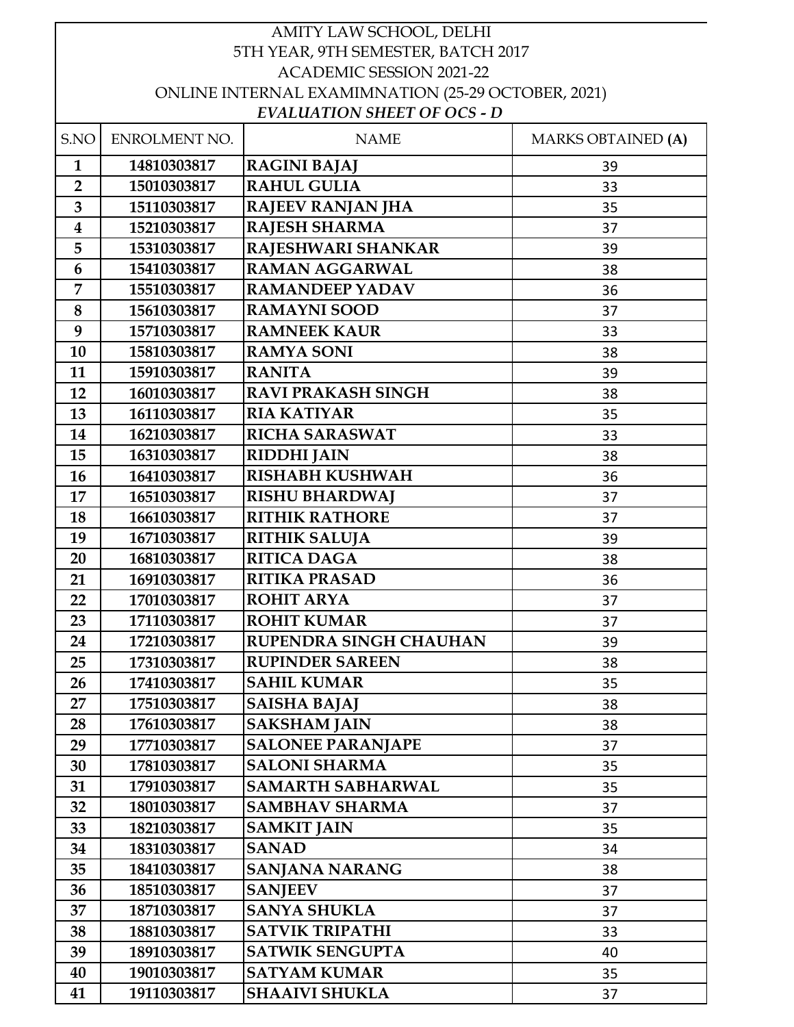# AMITY LAW SCHOOL, DELHI

5TH YEAR, 9TH SEMESTER, BATCH 2017

ACADEMIC SESSION 2021-22

ONLINE INTERNAL EXAMIMNATION (25-29 OCTOBER, 2021)

***EVALUATION SHEET OF OCS - D***

| S.NO | ENROLMENT NO. | NAME | MARKS OBTAINED **(A)** |
|---|---|---|---|
| **1** | **14810303817** | **RAGINI BAJAJ** | 39 |
| **2** | **15010303817** | **RAHUL GULIA** | 33 |
| **3** | **15110303817** | **RAJEEV RANJAN JHA** | 35 |
| **4** | **15210303817** | **RAJESH SHARMA** | 37 |
| **5** | **15310303817** | **RAJESHWARI SHANKAR** | 39 |
| **6** | **15410303817** | **RAMAN AGGARWAL** | 38 |
| **7** | **15510303817** | **RAMANDEEP YADAV** | 36 |
| **8** | **15610303817** | **RAMAYNI SOOD** | 37 |
| **9** | **15710303817** | **RAMNEEK KAUR** | 33 |
| **10** | **15810303817** | **RAMYA SONI** | 38 |
| **11** | **15910303817** | **RANITA** | 39 |
| **12** | **16010303817** | **RAVI PRAKASH SINGH** | 38 |
| **13** | **16110303817** | **RIA KATIYAR** | 35 |
| **14** | **16210303817** | **RICHA SARASWAT** | 33 |
| **15** | **16310303817** | **RIDDHI JAIN** | 38 |
| **16** | **16410303817** | **RISHABH KUSHWAH** | 36 |
| **17** | **16510303817** | **RISHU BHARDWAJ** | 37 |
| **18** | **16610303817** | **RITHIK RATHORE** | 37 |
| **19** | **16710303817** | **RITHIK SALUJA** | 39 |
| **20** | **16810303817** | **RITICA DAGA** | 38 |
| **21** | **16910303817** | **RITIKA PRASAD** | 36 |
| **22** | **17010303817** | **ROHIT ARYA** | 37 |
| **23** | **17110303817** | **ROHIT KUMAR** | 37 |
| **24** | **17210303817** | **RUPENDRA SINGH CHAUHAN** | 39 |
| **25** | **17310303817** | **RUPINDER SAREEN** | 38 |
| **26** | **17410303817** | **SAHIL KUMAR** | 35 |
| **27** | **17510303817** | **SAISHA BAJAJ** | 38 |
| **28** | **17610303817** | **SAKSHAM JAIN** | 38 |
| **29** | **17710303817** | **SALONEE PARANJAPE** | 37 |
| **30** | **17810303817** | **SALONI SHARMA** | 35 |
| **31** | **17910303817** | **SAMARTH SABHARWAL** | 35 |
| **32** | **18010303817** | **SAMBHAV SHARMA** | 37 |
| **33** | **18210303817** | **SAMKIT JAIN** | 35 |
| **34** | **18310303817** | **SANAD** | 34 |
| **35** | **18410303817** | **SANJANA NARANG** | 38 |
| **36** | **18510303817** | **SANJEEV** | 37 |
| **37** | **18710303817** | **SANYA SHUKLA** | 37 |
| **38** | **18810303817** | **SATVIK TRIPATHI** | 33 |
| **39** | **18910303817** | **SATWIK SENGUPTA** | 40 |
| **40** | **19010303817** | **SATYAM KUMAR** | 35 |
| **41** | **19110303817** | **SHAAIVI SHUKLA** | 37 |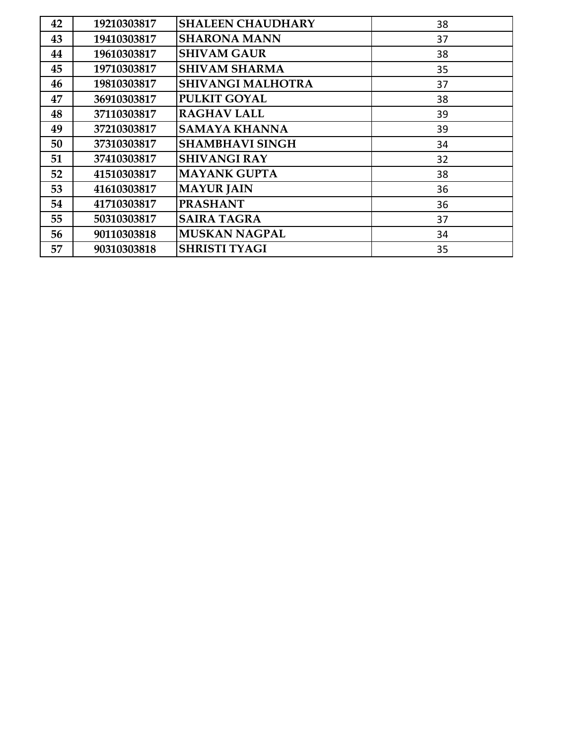| | | | |
|---|---|---|---|
| 42 | 19210303817 | SHALEEN CHAUDHARY | 38 |
| 43 | 19410303817 | SHARONA MANN | 37 |
| 44 | 19610303817 | SHIVAM GAUR | 38 |
| 45 | 19710303817 | SHIVAM SHARMA | 35 |
| 46 | 19810303817 | SHIVANGI MALHOTRA | 37 |
| 47 | 36910303817 | PULKIT GOYAL | 38 |
| 48 | 37110303817 | RAGHAV LALL | 39 |
| 49 | 37210303817 | SAMAYA KHANNA | 39 |
| 50 | 37310303817 | SHAMBHAVI SINGH | 34 |
| 51 | 37410303817 | SHIVANGI RAY | 32 |
| 52 | 41510303817 | MAYANK GUPTA | 38 |
| 53 | 41610303817 | MAYUR JAIN | 36 |
| 54 | 41710303817 | PRASHANT | 36 |
| 55 | 50310303817 | SAIRA TAGRA | 37 |
| 56 | 90110303818 | MUSKAN NAGPAL | 34 |
| 57 | 90310303818 | SHRISTI TYAGI | 35 |